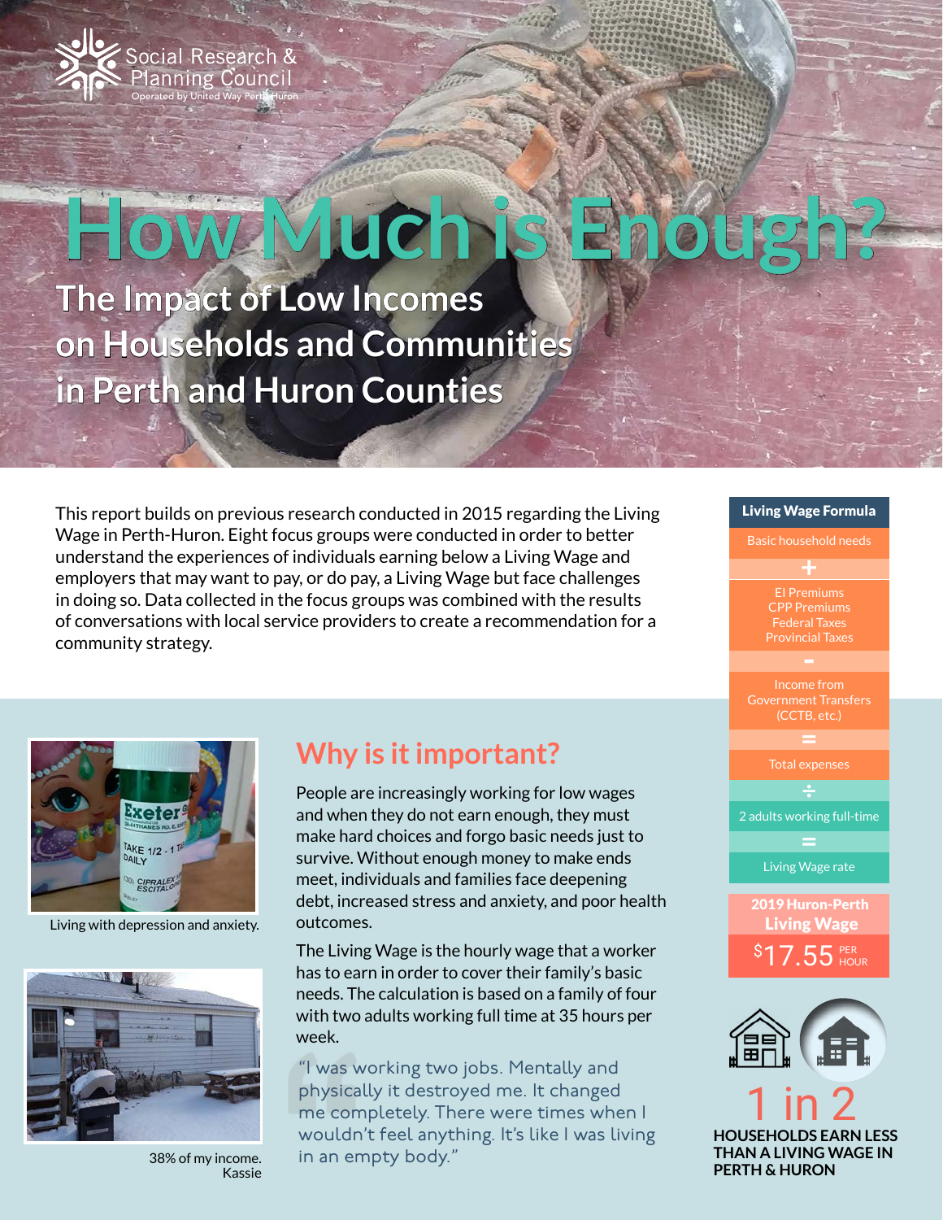Social Research & Planning Council
Operated by United Way Perth-Huron

# How Much is Enough?

## The Impact of Low Incomes on Households and Communities in Perth and Huron Counties

This report builds on previous research conducted in 2015 regarding the Living Wage in Perth-Huron. Eight focus groups were conducted in order to better understand the experiences of individuals earning below a Living Wage and employers that may want to pay, or do pay, a Living Wage but face challenges in doing so. Data collected in the focus groups was combined with the results of conversations with local service providers to create a recommendation for a community strategy.

**Living Wage Formula**

Basic household needs

+

EI Premiums
CPP Premiums
Federal Taxes
Provincial Taxes

-

Income from Government Transfers (CCTB, etc.)

=

Total expenses

÷

2 adults working full-time

=

Living Wage rate

**2019 Huron-Perth Living Wage**

**$17.55 PER HOUR**

Living with depression and anxiety.

## Why is it important?

People are increasingly working for low wages and when they do not earn enough, they must make hard choices and forgo basic needs just to survive. Without enough money to make ends meet, individuals and families face deepening debt, increased stress and anxiety, and poor health outcomes.

The Living Wage is the hourly wage that a worker has to earn in order to cover their family's basic needs. The calculation is based on a family of four with two adults working full time at 35 hours per week.

"I was working two jobs. Mentally and physically it destroyed me. It changed me completely. There were times when I wouldn't feel anything. It's like I was living in an empty body."

38% of my income.
Kassie

**1 in 2**

**HOUSEHOLDS EARN LESS THAN A LIVING WAGE IN PERTH & HURON**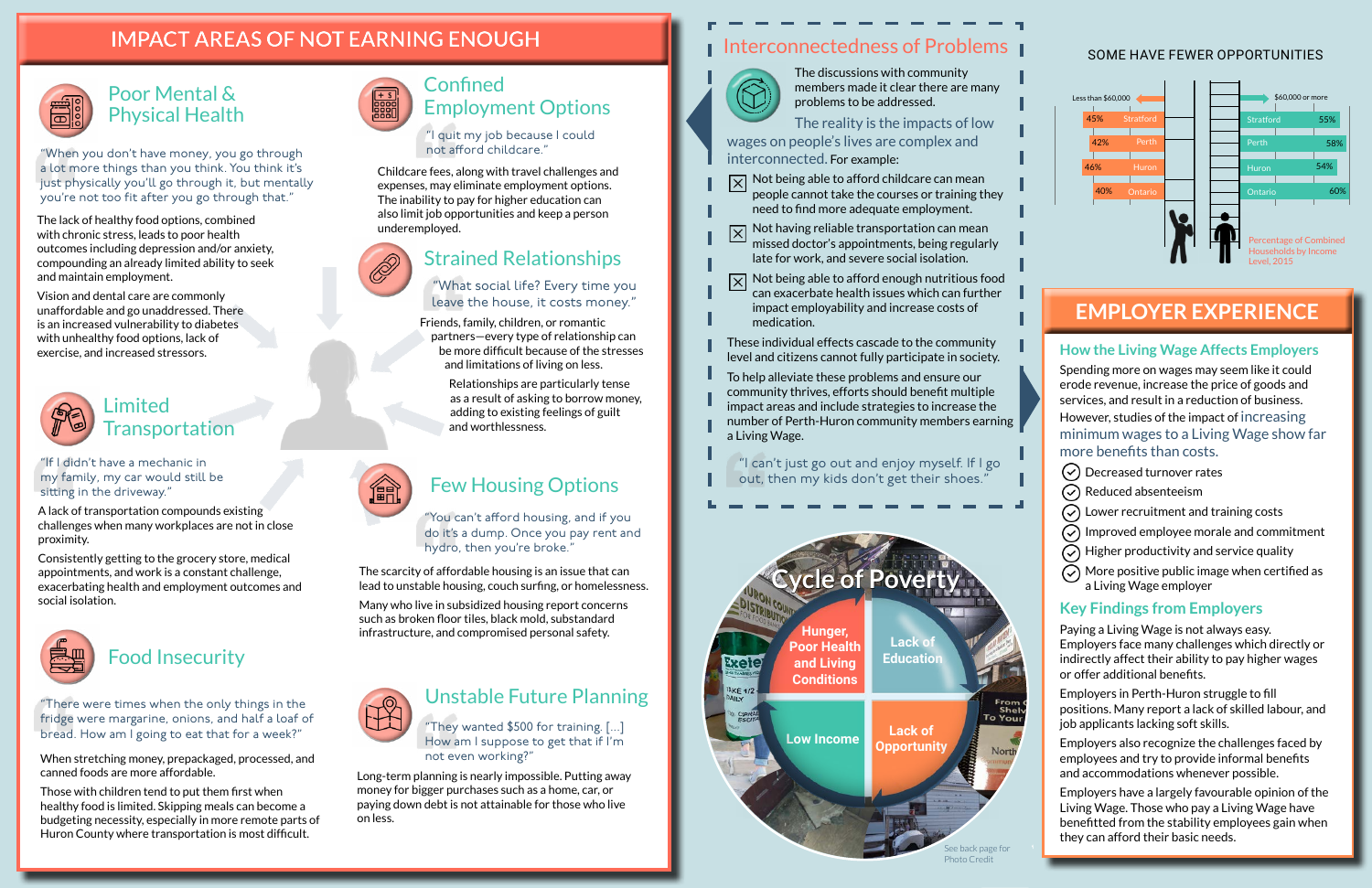# IMPACT AREAS OF NOT EARNING ENOUGH

## Poor Mental & Physical Health

"When you don't have money, you go through a lot more things than you think. You think it's just physically you'll go through it, but mentally you're not too fit after you go through that."

The lack of healthy food options, combined with chronic stress, leads to poor health outcomes including depression and/or anxiety, compounding an already limited ability to seek and maintain employment.

Vision and dental care are commonly unaffordable and go unaddressed. There is an increased vulnerability to diabetes with unhealthy food options, lack of exercise, and increased stressors.

## Limited Transportation

"If I didn't have a mechanic in my family, my car would still be sitting in the driveway."

A lack of transportation compounds existing challenges when many workplaces are not in close proximity.

Consistently getting to the grocery store, medical appointments, and work is a constant challenge, exacerbating health and employment outcomes and social isolation.

## Food Insecurity

"There were times when the only things in the fridge were margarine, onions, and half a loaf of bread. How am I going to eat that for a week?"

When stretching money, prepackaged, processed, and canned foods are more affordable.

Those with children tend to put them first when healthy food is limited. Skipping meals can become a budgeting necessity, especially in more remote parts of Huron County where transportation is most difficult.

## Confined Employment Options

"I quit my job because I could not afford childcare."

Childcare fees, along with travel challenges and expenses, may eliminate employment options. The inability to pay for higher education can also limit job opportunities and keep a person underemployed.

## Strained Relationships

"What social life? Every time you leave the house, it costs money."

Friends, family, children, or romantic partners—every type of relationship can be more difficult because of the stresses and limitations of living on less.

Relationships are particularly tense as a result of asking to borrow money, adding to existing feelings of guilt and worthlessness.

## Few Housing Options

"You can't afford housing, and if you do it's a dump. Once you pay rent and hydro, then you're broke."

The scarcity of affordable housing is an issue that can lead to unstable housing, couch surfing, or homelessness.

Many who live in subsidized housing report concerns such as broken floor tiles, black mold, substandard infrastructure, and compromised personal safety.

## Unstable Future Planning

"They wanted $500 for training. [...] How am I suppose to get that if I'm not even working?"

Long-term planning is nearly impossible. Putting away money for bigger purchases such as a home, car, or paying down debt is not attainable for those who live on less.

## Interconnectedness of Problems

The discussions with community members made it clear there are many problems to be addressed.

The reality is the impacts of low wages on people's lives are complex and interconnected. For example:

- Not being able to afford childcare can mean people cannot take the courses or training they need to find more adequate employment.
- Not having reliable transportation can mean missed doctor's appointments, being regularly late for work, and severe social isolation.
- Not being able to afford enough nutritious food can exacerbate health issues which can further impact employability and increase costs of medication.

These individual effects cascade to the community level and citizens cannot fully participate in society.

To help alleviate these problems and ensure our community thrives, efforts should benefit multiple impact areas and include strategies to increase the number of Perth-Huron community members earning a Living Wage.

"I can't just go out and enjoy myself. If I go out, then my kids don't get their shoes."

### Cycle of Poverty

- Hunger, Poor Health and Living Conditions
- Lack of Education
- Lack of Opportunity
- Low Income

See back page for Photo Credit

## SOME HAVE FEWER OPPORTUNITIES

| Less than $60,000 | | $60,000 or more | |
|---|---|---|---|
| Stratford | 45% | Stratford | 55% |
| Perth | 42% | Perth | 58% |
| Huron | 46% | Huron | 54% |
| Ontario | 40% | Ontario | 60% |

Percentage of Combined Households by Income Level, 2015

# EMPLOYER EXPERIENCE

## How the Living Wage Affects Employers

Spending more on wages may seem like it could erode revenue, increase the price of goods and services, and result in a reduction of business. However, studies of the impact of increasing minimum wages to a Living Wage show far more benefits than costs.

- Decreased turnover rates
- Reduced absenteeism
- Lower recruitment and training costs
- Improved employee morale and commitment
- Higher productivity and service quality
- More positive public image when certified as a Living Wage employer

## Key Findings from Employers

Paying a Living Wage is not always easy. Employers face many challenges which directly or indirectly affect their ability to pay higher wages or offer additional benefits.

Employers in Perth-Huron struggle to fill positions. Many report a lack of skilled labour, and job applicants lacking soft skills.

Employers also recognize the challenges faced by employees and try to provide informal benefits and accommodations whenever possible.

Employers have a largely favourable opinion of the Living Wage. Those who pay a Living Wage have benefitted from the stability employees gain when they can afford their basic needs.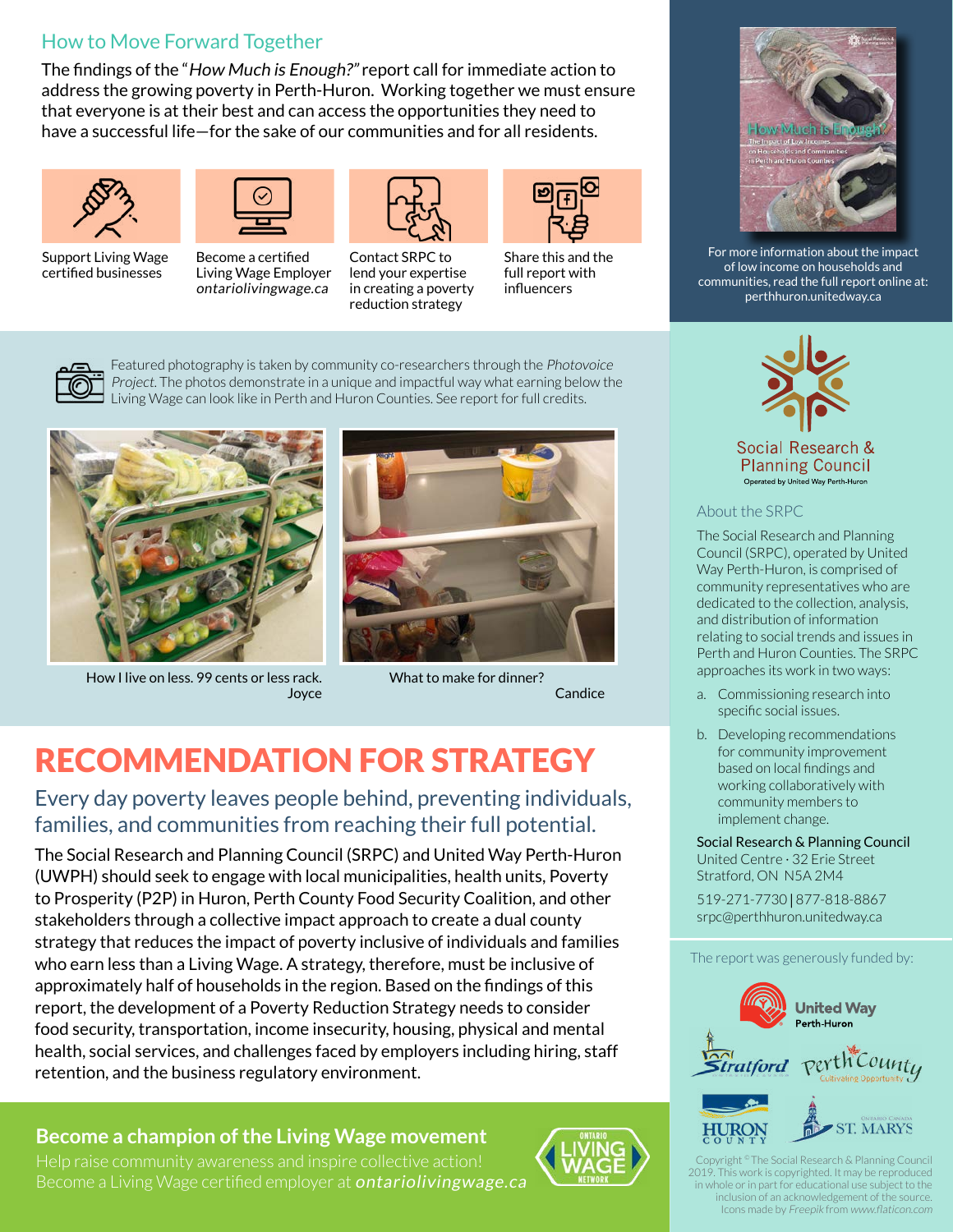## How to Move Forward Together

The findings of the "*How Much is Enough?*" report call for immediate action to address the growing poverty in Perth-Huron. Working together we must ensure that everyone is at their best and can access the opportunities they need to have a successful life—for the sake of our communities and for all residents.

- Support Living Wage certified businesses
- Become a certified Living Wage Employer *ontariolivingwage.ca*
- Contact SRPC to lend your expertise in creating a poverty reduction strategy
- Share this and the full report with influencers

Featured photography is taken by community co-researchers through the *Photovoice Project*. The photos demonstrate in a unique and impactful way what earning below the Living Wage can look like in Perth and Huron Counties. See report for full credits.

How I live on less. 99 cents or less rack.
Joyce

What to make for dinner?
Candice

# RECOMMENDATION FOR STRATEGY

### Every day poverty leaves people behind, preventing individuals, families, and communities from reaching their full potential.

The Social Research and Planning Council (SRPC) and United Way Perth-Huron (UWPH) should seek to engage with local municipalities, health units, Poverty to Prosperity (P2P) in Huron, Perth County Food Security Coalition, and other stakeholders through a collective impact approach to create a dual county strategy that reduces the impact of poverty inclusive of individuals and families who earn less than a Living Wage. A strategy, therefore, must be inclusive of approximately half of households in the region. Based on the findings of this report, the development of a Poverty Reduction Strategy needs to consider food security, transportation, income insecurity, housing, physical and mental health, social services, and challenges faced by employers including hiring, staff retention, and the business regulatory environment.

### Become a champion of the Living Wage movement

Help raise community awareness and inspire collective action!
Become a Living Wage certified employer at ***ontariolivingwage.ca***

ONTARIO LIVING WAGE NETWORK

For more information about the impact of low income on households and communities, read the full report online at: perthhuron.unitedway.ca

Social Research & Planning Council
Operated by United Way Perth-Huron

## About the SRPC

The Social Research and Planning Council (SRPC), operated by United Way Perth-Huron, is comprised of community representatives who are dedicated to the collection, analysis, and distribution of information relating to social trends and issues in Perth and Huron Counties. The SRPC approaches its work in two ways:

a. Commissioning research into specific social issues.
b. Developing recommendations for community improvement based on local findings and working collaboratively with community members to implement change.

Social Research & Planning Council
United Centre · 32 Erie Street
Stratford, ON N5A 2M4

519-271-7730 | 877-818-8867
srpc@perthhuron.unitedway.ca

The report was generously funded by:

United Way Perth-Huron
Stratford
Perth County — Cultivating Opportunity
Huron County
St. Marys

Copyright © The Social Research & Planning Council 2019. This work is copyrighted. It may be reproduced in whole or in part for educational use subject to the inclusion of an acknowledgement of the source. Icons made by *Freepik* from *www.flaticon.com*